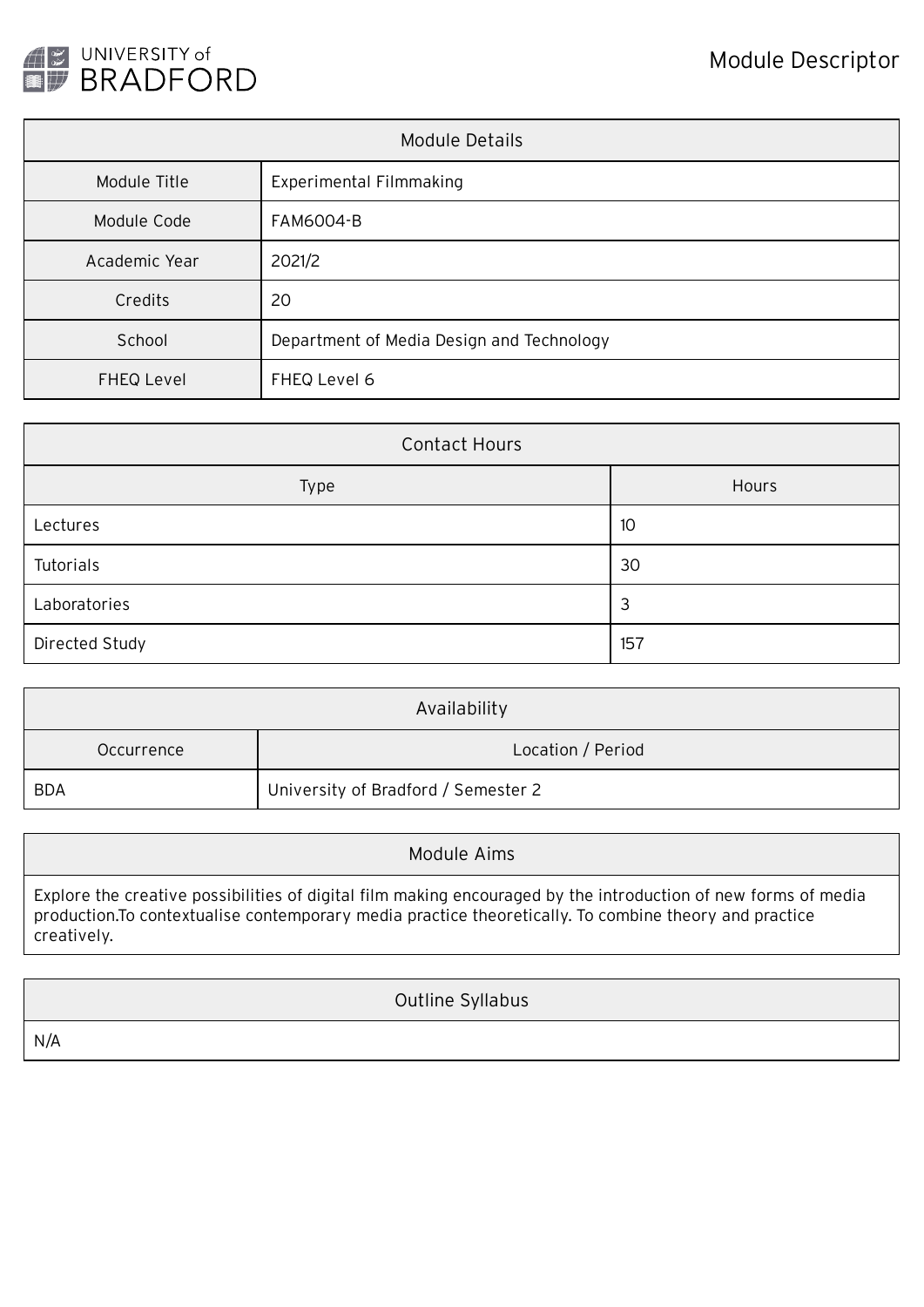UNIVERSITY of BRADFORD

# Module Descriptor

| Module Details | |
|---|---|
| Module Title | Experimental Filmmaking |
| Module Code | FAM6004-B |
| Academic Year | 2021/2 |
| Credits | 20 |
| School | Department of Media Design and Technology |
| FHEQ Level | FHEQ Level 6 |

| Contact Hours | |
|---|---|
| Type | Hours |
| Lectures | 10 |
| Tutorials | 30 |
| Laboratories | 3 |
| Directed Study | 157 |

| Availability | |
|---|---|
| Occurrence | Location / Period |
| BDA | University of Bradford / Semester 2 |

## Module Aims

Explore the creative possibilities of digital film making encouraged by the introduction of new forms of media production.To contextualise contemporary media practice theoretically. To combine theory and practice creatively.

## Outline Syllabus

N/A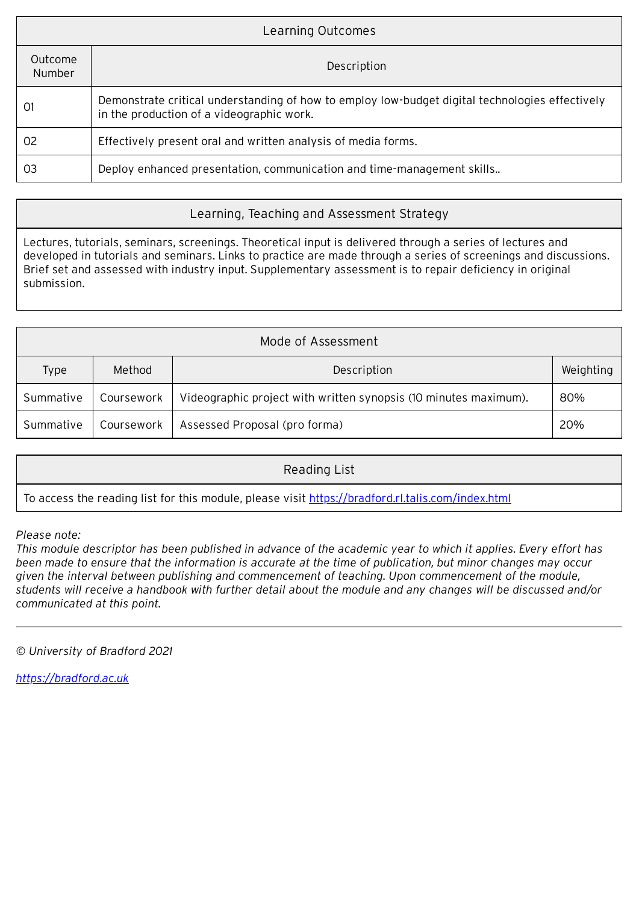## Learning Outcomes

| Outcome Number | Description |
|---|---|
| 01 | Demonstrate critical understanding of how to employ low-budget digital technologies effectively in the production of a videographic work. |
| 02 | Effectively present oral and written analysis of media forms. |
| 03 | Deploy enhanced presentation, communication and time-management skills.. |

## Learning, Teaching and Assessment Strategy

Lectures, tutorials, seminars, screenings. Theoretical input is delivered through a series of lectures and developed in tutorials and seminars. Links to practice are made through a series of screenings and discussions. Brief set and assessed with industry input. Supplementary assessment is to repair deficiency in original submission.

## Mode of Assessment

| Type | Method | Description | Weighting |
|---|---|---|---|
| Summative | Coursework | Videographic project with written synopsis (10 minutes maximum). | 80% |
| Summative | Coursework | Assessed Proposal (pro forma) | 20% |

## Reading List

To access the reading list for this module, please visit [https://bradford.rl.talis.com/index.html](https://bradford.rl.talis.com/index.html)

*Please note:*
*This module descriptor has been published in advance of the academic year to which it applies. Every effort has been made to ensure that the information is accurate at the time of publication, but minor changes may occur given the interval between publishing and commencement of teaching. Upon commencement of the module, students will receive a handbook with further detail about the module and any changes will be discussed and/or communicated at this point.*

---

*© University of Bradford 2021*

*[https://bradford.ac.uk](https://bradford.ac.uk)*